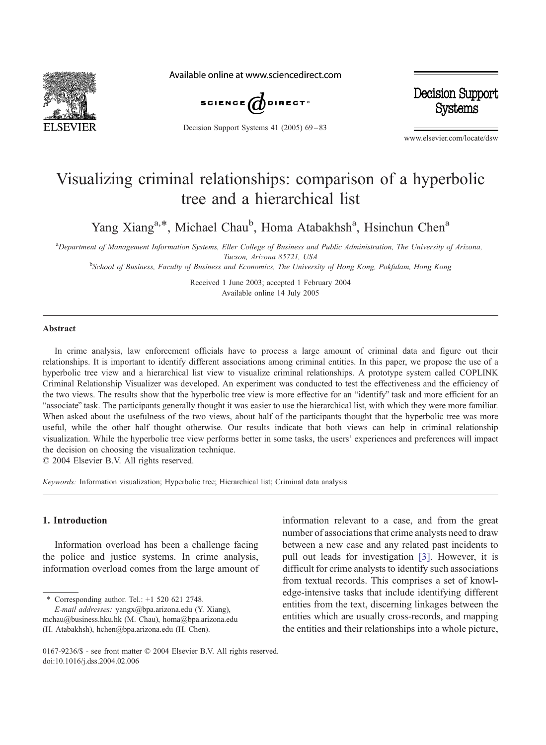# Visualizing criminal relationships: comparison of a hyperbolic tree and a hierarchical list

Yang Xiang[a,*], Michael Chau[b], Homa Atabakhsh[a], Hsinchun Chen[a]

[a]*Department of Management Information Systems, Eller College of Business and Public Administration, The University of Arizona, Tucson, Arizona 85721, USA*

[b]*School of Business, Faculty of Business and Economics, The University of Hong Kong, Pokfulam, Hong Kong*

Received 1 June 2003; accepted 1 February 2004

Available online 14 July 2005

## Abstract

In crime analysis, law enforcement officials have to process a large amount of criminal data and figure out their relationships. It is important to identify different associations among criminal entities. In this paper, we propose the use of a hyperbolic tree view and a hierarchical list view to visualize criminal relationships. A prototype system called COPLINK Criminal Relationship Visualizer was developed. An experiment was conducted to test the effectiveness and the efficiency of the two views. The results show that the hyperbolic tree view is more effective for an "identify" task and more efficient for an "associate" task. The participants generally thought it was easier to use the hierarchical list, with which they were more familiar. When asked about the usefulness of the two views, about half of the participants thought that the hyperbolic tree was more useful, while the other half thought otherwise. Our results indicate that both views can help in criminal relationship visualization. While the hyperbolic tree view performs better in some tasks, the users' experiences and preferences will impact the decision on choosing the visualization technique.

© 2004 Elsevier B.V. All rights reserved.

*Keywords:* Information visualization; Hyperbolic tree; Hierarchical list; Criminal data analysis

## 1. Introduction

Information overload has been a challenge facing the police and justice systems. In crime analysis, information overload comes from the large amount of information relevant to a case, and from the great number of associations that crime analysts need to draw between a new case and any related past incidents to pull out leads for investigation [3]. However, it is difficult for crime analysts to identify such associations from textual records. This comprises a set of knowledge-intensive tasks that include identifying different entities from the text, discerning linkages between the entities which are usually cross-records, and mapping the entities and their relationships into a whole picture,

* Corresponding author. Tel.: +1 520 621 2748.

*E-mail addresses:* yangx@bpa.arizona.edu (Y. Xiang), mchau@business.hku.hk (M. Chau), homa@bpa.arizona.edu (H. Atabakhsh), hchen@bpa.arizona.edu (H. Chen).

0167-9236/$ - see front matter © 2004 Elsevier B.V. All rights reserved.

doi:10.1016/j.dss.2004.02.006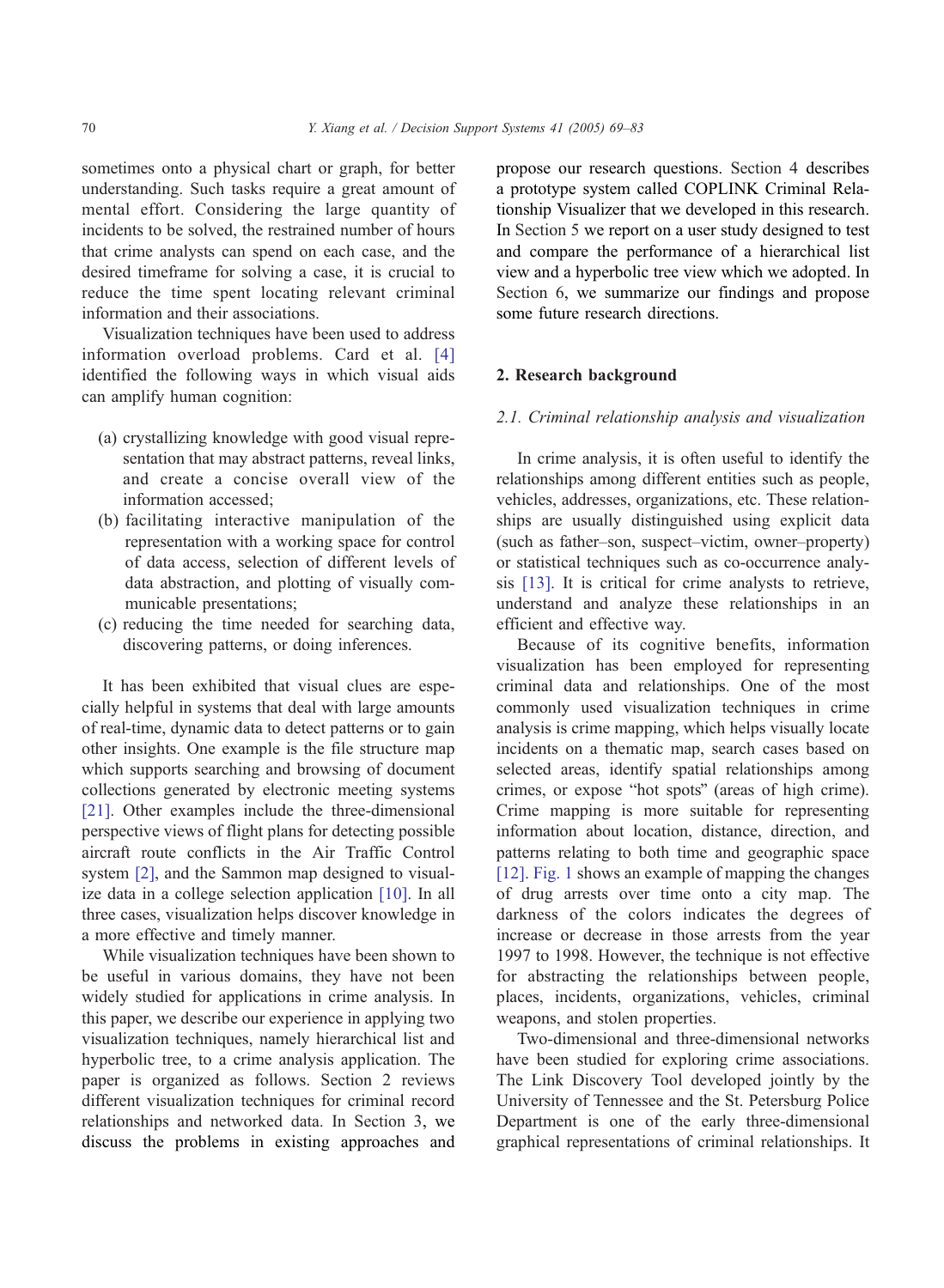sometimes onto a physical chart or graph, for better understanding. Such tasks require a great amount of mental effort. Considering the large quantity of incidents to be solved, the restrained number of hours that crime analysts can spend on each case, and the desired timeframe for solving a case, it is crucial to reduce the time spent locating relevant criminal information and their associations.

Visualization techniques have been used to address information overload problems. Card et al. [4] identified the following ways in which visual aids can amplify human cognition:

(a) crystallizing knowledge with good visual representation that may abstract patterns, reveal links, and create a concise overall view of the information accessed;
(b) facilitating interactive manipulation of the representation with a working space for control of data access, selection of different levels of data abstraction, and plotting of visually communicable presentations;
(c) reducing the time needed for searching data, discovering patterns, or doing inferences.

It has been exhibited that visual clues are especially helpful in systems that deal with large amounts of real-time, dynamic data to detect patterns or to gain other insights. One example is the file structure map which supports searching and browsing of document collections generated by electronic meeting systems [21]. Other examples include the three-dimensional perspective views of flight plans for detecting possible aircraft route conflicts in the Air Traffic Control system [2], and the Sammon map designed to visualize data in a college selection application [10]. In all three cases, visualization helps discover knowledge in a more effective and timely manner.

While visualization techniques have been shown to be useful in various domains, they have not been widely studied for applications in crime analysis. In this paper, we describe our experience in applying two visualization techniques, namely hierarchical list and hyperbolic tree, to a crime analysis application. The paper is organized as follows. Section 2 reviews different visualization techniques for criminal record relationships and networked data. In Section 3, we discuss the problems in existing approaches and propose our research questions. Section 4 describes a prototype system called COPLINK Criminal Relationship Visualizer that we developed in this research. In Section 5 we report on a user study designed to test and compare the performance of a hierarchical list view and a hyperbolic tree view which we adopted. In Section 6, we summarize our findings and propose some future research directions.

## 2. Research background

### 2.1. Criminal relationship analysis and visualization

In crime analysis, it is often useful to identify the relationships among different entities such as people, vehicles, addresses, organizations, etc. These relationships are usually distinguished using explicit data (such as father–son, suspect–victim, owner–property) or statistical techniques such as co-occurrence analysis [13]. It is critical for crime analysts to retrieve, understand and analyze these relationships in an efficient and effective way.

Because of its cognitive benefits, information visualization has been employed for representing criminal data and relationships. One of the most commonly used visualization techniques in crime analysis is crime mapping, which helps visually locate incidents on a thematic map, search cases based on selected areas, identify spatial relationships among crimes, or expose "hot spots" (areas of high crime). Crime mapping is more suitable for representing information about location, distance, direction, and patterns relating to both time and geographic space [12]. Fig. 1 shows an example of mapping the changes of drug arrests over time onto a city map. The darkness of the colors indicates the degrees of increase or decrease in those arrests from the year 1997 to 1998. However, the technique is not effective for abstracting the relationships between people, places, incidents, organizations, vehicles, criminal weapons, and stolen properties.

Two-dimensional and three-dimensional networks have been studied for exploring crime associations. The Link Discovery Tool developed jointly by the University of Tennessee and the St. Petersburg Police Department is one of the early three-dimensional graphical representations of criminal relationships. It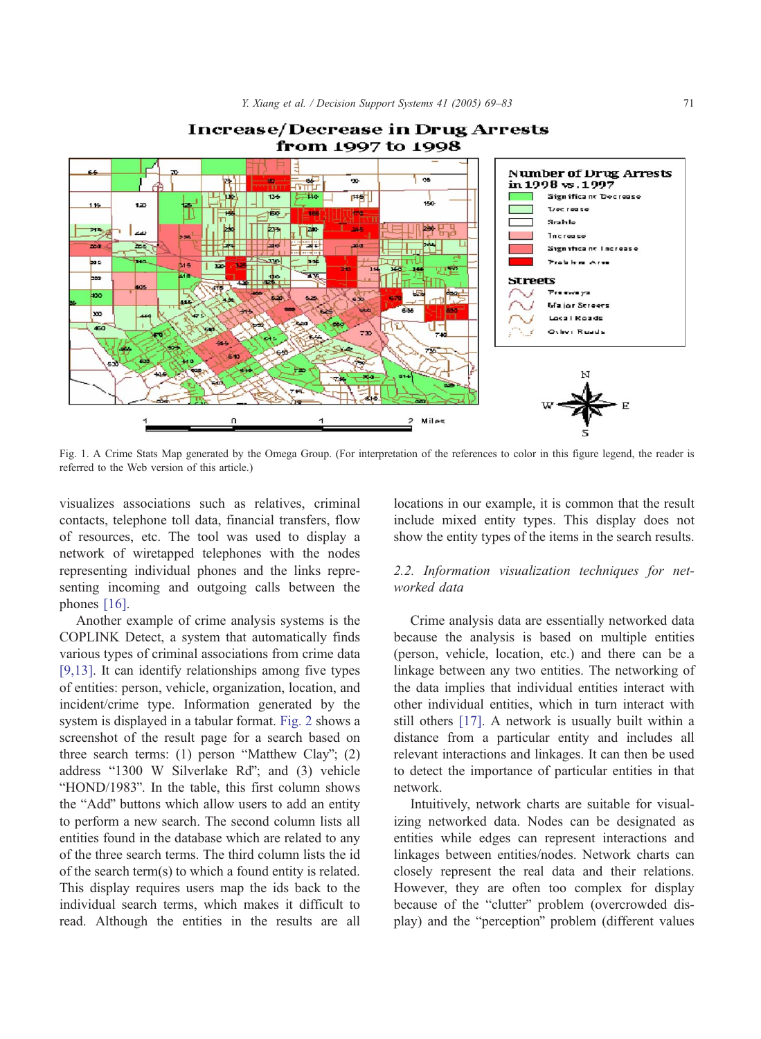Fig. 1. A Crime Stats Map generated by the Omega Group. (For interpretation of the references to color in this figure legend, the reader is referred to the Web version of this article.)

visualizes associations such as relatives, criminal contacts, telephone toll data, financial transfers, flow of resources, etc. The tool was used to display a network of wiretapped telephones with the nodes representing individual phones and the links representing incoming and outgoing calls between the phones [16].

Another example of crime analysis systems is the COPLINK Detect, a system that automatically finds various types of criminal associations from crime data [9,13]. It can identify relationships among five types of entities: person, vehicle, organization, location, and incident/crime type. Information generated by the system is displayed in a tabular format. Fig. 2 shows a screenshot of the result page for a search based on three search terms: (1) person "Matthew Clay"; (2) address "1300 W Silverlake Rd"; and (3) vehicle "HOND/1983". In the table, this first column shows the "Add" buttons which allow users to add an entity to perform a new search. The second column lists all entities found in the database which are related to any of the three search terms. The third column lists the id of the search term(s) to which a found entity is related. This display requires users map the ids back to the individual search terms, which makes it difficult to read. Although the entities in the results are all locations in our example, it is common that the result include mixed entity types. This display does not show the entity types of the items in the search results.

### 2.2. Information visualization techniques for networked data

Crime analysis data are essentially networked data because the analysis is based on multiple entities (person, vehicle, location, etc.) and there can be a linkage between any two entities. The networking of the data implies that individual entities interact with other individual entities, which in turn interact with still others [17]. A network is usually built within a distance from a particular entity and includes all relevant interactions and linkages. It can then be used to detect the importance of particular entities in that network.

Intuitively, network charts are suitable for visualizing networked data. Nodes can be designated as entities while edges can represent interactions and linkages between entities/nodes. Network charts can closely represent the real data and their relations. However, they are often too complex for display because of the "clutter" problem (overcrowded display) and the "perception" problem (different values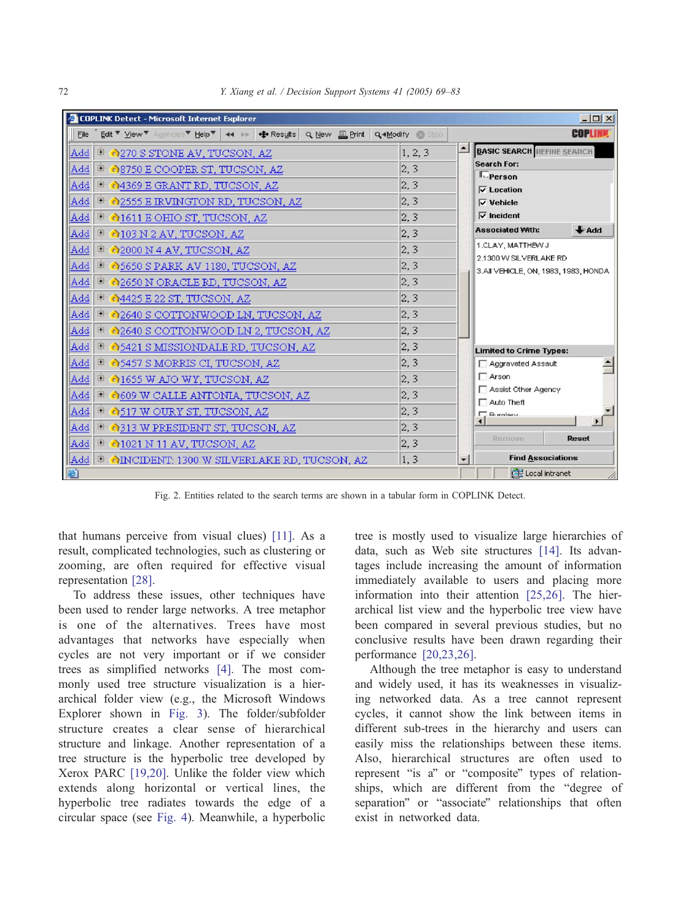Fig. 2. Entities related to the search terms are shown in a tabular form in COPLINK Detect.

that humans perceive from visual clues) [11]. As a result, complicated technologies, such as clustering or zooming, are often required for effective visual representation [28].

To address these issues, other techniques have been used to render large networks. A tree metaphor is one of the alternatives. Trees have most advantages that networks have especially when cycles are not very important or if we consider trees as simplified networks [4]. The most commonly used tree structure visualization is a hierarchical folder view (e.g., the Microsoft Windows Explorer shown in Fig. 3). The folder/subfolder structure creates a clear sense of hierarchical structure and linkage. Another representation of a tree structure is the hyperbolic tree developed by Xerox PARC [19,20]. Unlike the folder view which extends along horizontal or vertical lines, the hyperbolic tree radiates towards the edge of a circular space (see Fig. 4). Meanwhile, a hyperbolic tree is mostly used to visualize large hierarchies of data, such as Web site structures [14]. Its advantages include increasing the amount of information immediately available to users and placing more information into their attention [25,26]. The hierarchical list view and the hyperbolic tree view have been compared in several previous studies, but no conclusive results have been drawn regarding their performance [20,23,26].

Although the tree metaphor is easy to understand and widely used, it has its weaknesses in visualizing networked data. As a tree cannot represent cycles, it cannot show the link between items in different sub-trees in the hierarchy and users can easily miss the relationships between these items. Also, hierarchical structures are often used to represent “is a” or “composite” types of relationships, which are different from the “degree of separation” or “associate” relationships that often exist in networked data.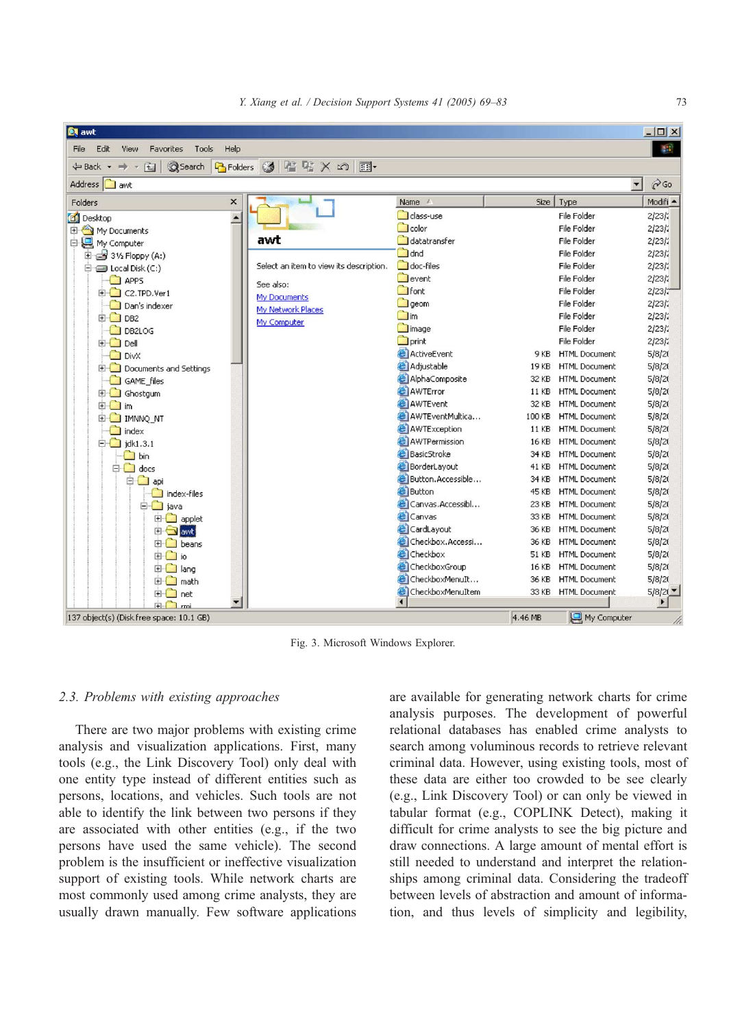Fig. 3. Microsoft Windows Explorer.

### 2.3. Problems with existing approaches

There are two major problems with existing crime analysis and visualization applications. First, many tools (e.g., the Link Discovery Tool) only deal with one entity type instead of different entities such as persons, locations, and vehicles. Such tools are not able to identify the link between two persons if they are associated with other entities (e.g., if the two persons have used the same vehicle). The second problem is the insufficient or ineffective visualization support of existing tools. While network charts are most commonly used among crime analysts, they are usually drawn manually. Few software applications are available for generating network charts for crime analysis purposes. The development of powerful relational databases has enabled crime analysts to search among voluminous records to retrieve relevant criminal data. However, using existing tools, most of these data are either too crowded to be see clearly (e.g., Link Discovery Tool) or can only be viewed in tabular format (e.g., COPLINK Detect), making it difficult for crime analysts to see the big picture and draw connections. A large amount of mental effort is still needed to understand and interpret the relationships among criminal data. Considering the tradeoff between levels of abstraction and amount of information, and thus levels of simplicity and legibility,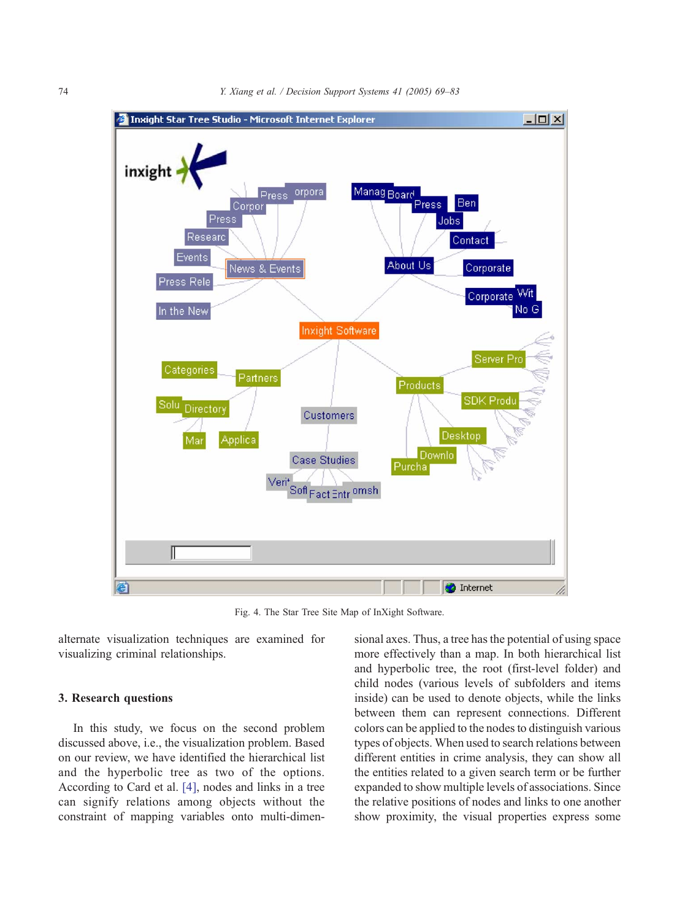Fig. 4. The Star Tree Site Map of InXight Software.

alternate visualization techniques are examined for visualizing criminal relationships.

## 3. Research questions

In this study, we focus on the second problem discussed above, i.e., the visualization problem. Based on our review, we have identified the hierarchical list and the hyperbolic tree as two of the options. According to Card et al. [4], nodes and links in a tree can signify relations among objects without the constraint of mapping variables onto multi-dimensional axes. Thus, a tree has the potential of using space more effectively than a map. In both hierarchical list and hyperbolic tree, the root (first-level folder) and child nodes (various levels of subfolders and items inside) can be used to denote objects, while the links between them can represent connections. Different colors can be applied to the nodes to distinguish various types of objects. When used to search relations between different entities in crime analysis, they can show all the entities related to a given search term or be further expanded to show multiple levels of associations. Since the relative positions of nodes and links to one another show proximity, the visual properties express some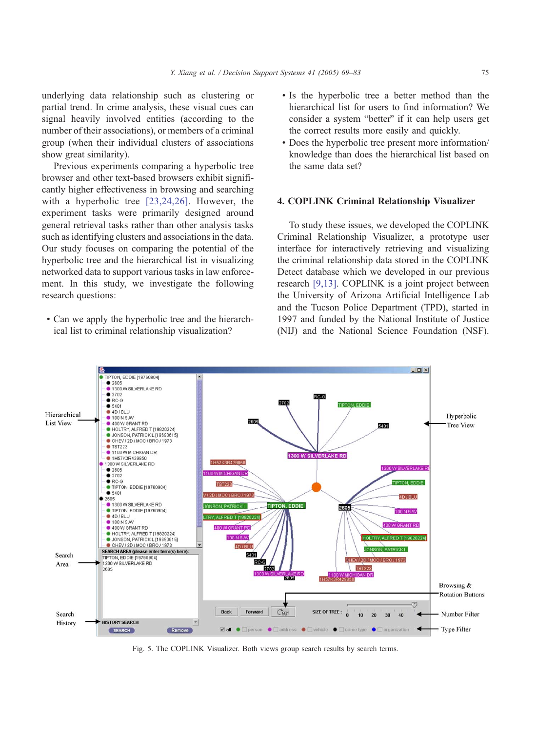underlying data relationship such as clustering or partial trend. In crime analysis, these visual cues can signal heavily involved entities (according to the number of their associations), or members of a criminal group (when their individual clusters of associations show great similarity).

Previous experiments comparing a hyperbolic tree browser and other text-based browsers exhibit significantly higher effectiveness in browsing and searching with a hyperbolic tree [23,24,26]. However, the experiment tasks were primarily designed around general retrieval tasks rather than other analysis tasks such as identifying clusters and associations in the data. Our study focuses on comparing the potential of the hyperbolic tree and the hierarchical list in visualizing networked data to support various tasks in law enforcement. In this study, we investigate the following research questions:

- Can we apply the hyperbolic tree and the hierarchical list to criminal relationship visualization?
- Is the hyperbolic tree a better method than the hierarchical list for users to find information? We consider a system "better" if it can help users get the correct results more easily and quickly.
- Does the hyperbolic tree present more information/knowledge than does the hierarchical list based on the same data set?

## 4. COPLINK Criminal Relationship Visualizer

To study these issues, we developed the COPLINK Criminal Relationship Visualizer, a prototype user interface for interactively retrieving and visualizing the criminal relationship data stored in the COPLINK Detect database which we developed in our previous research [9,13]. COPLINK is a joint project between the University of Arizona Artificial Intelligence Lab and the Tucson Police Department (TPD), started in 1997 and funded by the National Institute of Justice (NIJ) and the National Science Foundation (NSF).

Fig. 5. The COPLINK Visualizer. Both views group search results by search terms.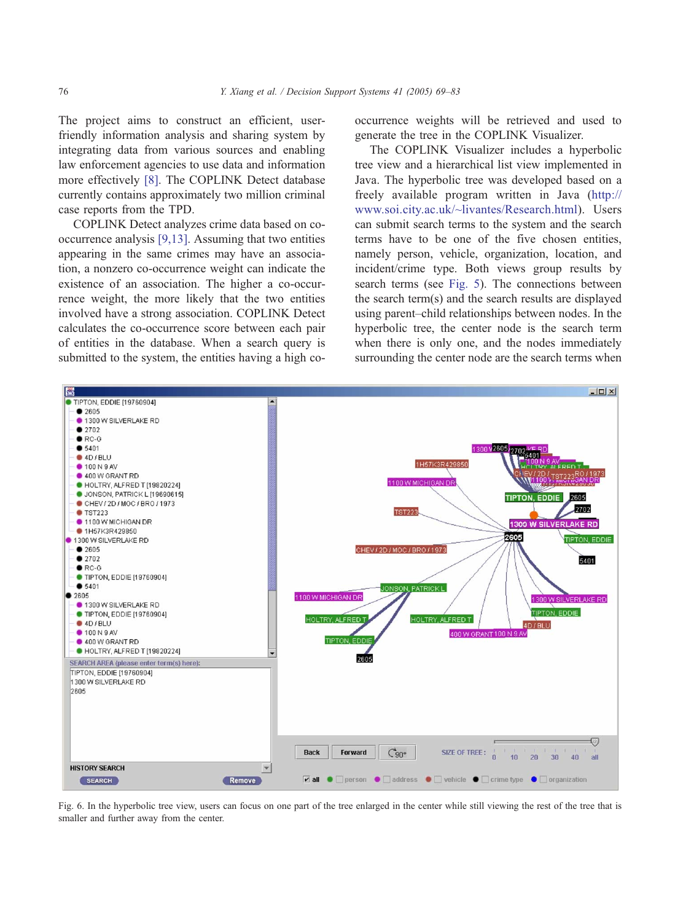The project aims to construct an efficient, user-friendly information analysis and sharing system by integrating data from various sources and enabling law enforcement agencies to use data and information more effectively [8]. The COPLINK Detect database currently contains approximately two million criminal case reports from the TPD.

COPLINK Detect analyzes crime data based on co-occurrence analysis [9,13]. Assuming that two entities appearing in the same crimes may have an association, a nonzero co-occurrence weight can indicate the existence of an association. The higher a co-occurrence weight, the more likely that the two entities involved have a strong association. COPLINK Detect calculates the co-occurrence score between each pair of entities in the database. When a search query is submitted to the system, the entities having a high co-occurrence weights will be retrieved and used to generate the tree in the COPLINK Visualizer.

The COPLINK Visualizer includes a hyperbolic tree view and a hierarchical list view implemented in Java. The hyperbolic tree was developed based on a freely available program written in Java (http://www.soi.city.ac.uk/~livantes/Research.html). Users can submit search terms to the system and the search terms have to be one of the five chosen entities, namely person, vehicle, organization, location, and incident/crime type. Both views group results by search terms (see Fig. 5). The connections between the search term(s) and the search results are displayed using parent–child relationships between nodes. In the hyperbolic tree, the center node is the search term when there is only one, and the nodes immediately surrounding the center node are the search terms when

Fig. 6. In the hyperbolic tree view, users can focus on one part of the tree enlarged in the center while still viewing the rest of the tree that is smaller and further away from the center.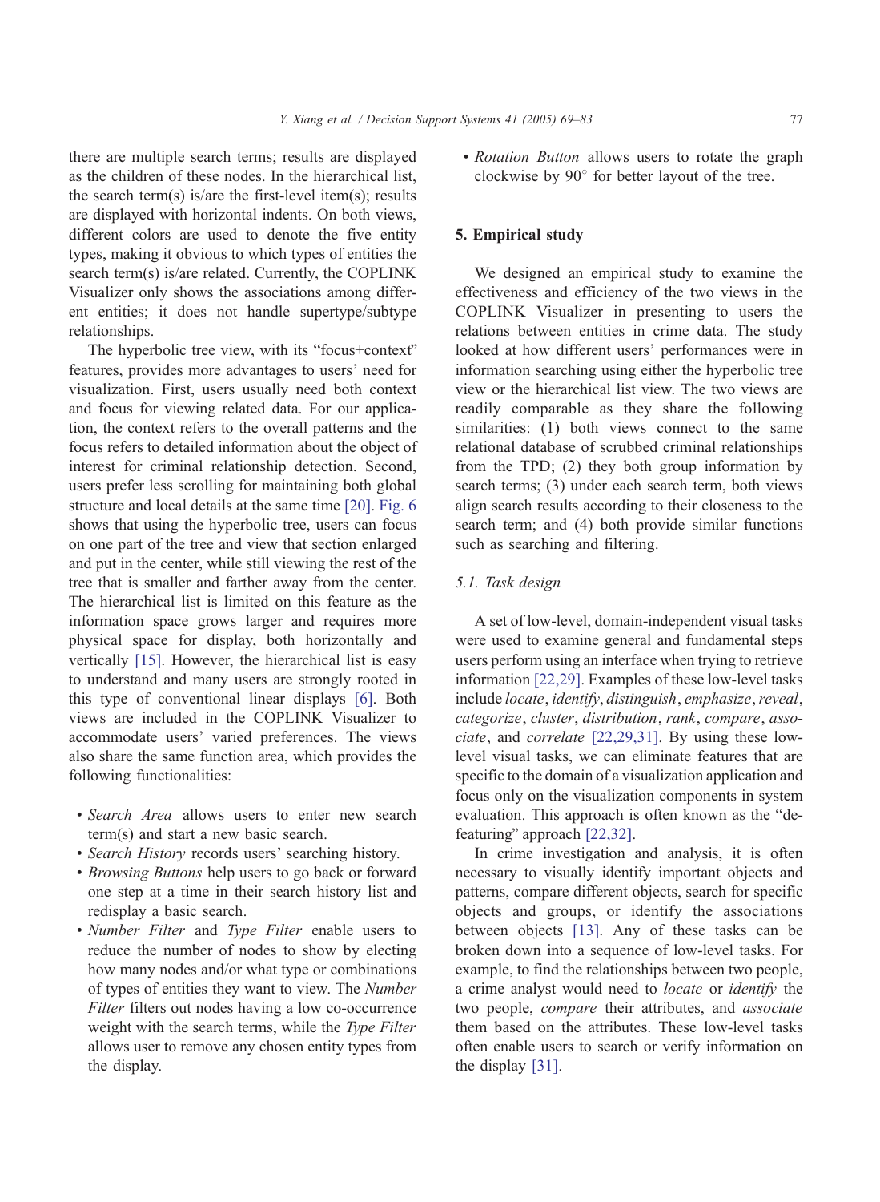there are multiple search terms; results are displayed as the children of these nodes. In the hierarchical list, the search term(s) is/are the first-level item(s); results are displayed with horizontal indents. On both views, different colors are used to denote the five entity types, making it obvious to which types of entities the search term(s) is/are related. Currently, the COPLINK Visualizer only shows the associations among different entities; it does not handle supertype/subtype relationships.

The hyperbolic tree view, with its "focus+context" features, provides more advantages to users' need for visualization. First, users usually need both context and focus for viewing related data. For our application, the context refers to the overall patterns and the focus refers to detailed information about the object of interest for criminal relationship detection. Second, users prefer less scrolling for maintaining both global structure and local details at the same time [20]. Fig. 6 shows that using the hyperbolic tree, users can focus on one part of the tree and view that section enlarged and put in the center, while still viewing the rest of the tree that is smaller and farther away from the center. The hierarchical list is limited on this feature as the information space grows larger and requires more physical space for display, both horizontally and vertically [15]. However, the hierarchical list is easy to understand and many users are strongly rooted in this type of conventional linear displays [6]. Both views are included in the COPLINK Visualizer to accommodate users' varied preferences. The views also share the same function area, which provides the following functionalities:

- *Search Area* allows users to enter new search term(s) and start a new basic search.
- *Search History* records users' searching history.
- *Browsing Buttons* help users to go back or forward one step at a time in their search history list and redisplay a basic search.
- *Number Filter* and *Type Filter* enable users to reduce the number of nodes to show by electing how many nodes and/or what type or combinations of types of entities they want to view. The *Number Filter* filters out nodes having a low co-occurrence weight with the search terms, while the *Type Filter* allows user to remove any chosen entity types from the display.
- *Rotation Button* allows users to rotate the graph clockwise by 90° for better layout of the tree.

## 5. Empirical study

We designed an empirical study to examine the effectiveness and efficiency of the two views in the COPLINK Visualizer in presenting to users the relations between entities in crime data. The study looked at how different users' performances were in information searching using either the hyperbolic tree view or the hierarchical list view. The two views are readily comparable as they share the following similarities: (1) both views connect to the same relational database of scrubbed criminal relationships from the TPD; (2) they both group information by search terms; (3) under each search term, both views align search results according to their closeness to the search term; and (4) both provide similar functions such as searching and filtering.

### 5.1. Task design

A set of low-level, domain-independent visual tasks were used to examine general and fundamental steps users perform using an interface when trying to retrieve information [22,29]. Examples of these low-level tasks include *locate*, *identify*, *distinguish*, *emphasize*, *reveal*, *categorize*, *cluster*, *distribution*, *rank*, *compare*, *associate*, and *correlate* [22,29,31]. By using these low-level visual tasks, we can eliminate features that are specific to the domain of a visualization application and focus only on the visualization components in system evaluation. This approach is often known as the "de-featuring" approach [22,32].

In crime investigation and analysis, it is often necessary to visually identify important objects and patterns, compare different objects, search for specific objects and groups, or identify the associations between objects [13]. Any of these tasks can be broken down into a sequence of low-level tasks. For example, to find the relationships between two people, a crime analyst would need to *locate* or *identify* the two people, *compare* their attributes, and *associate* them based on the attributes. These low-level tasks often enable users to search or verify information on the display [31].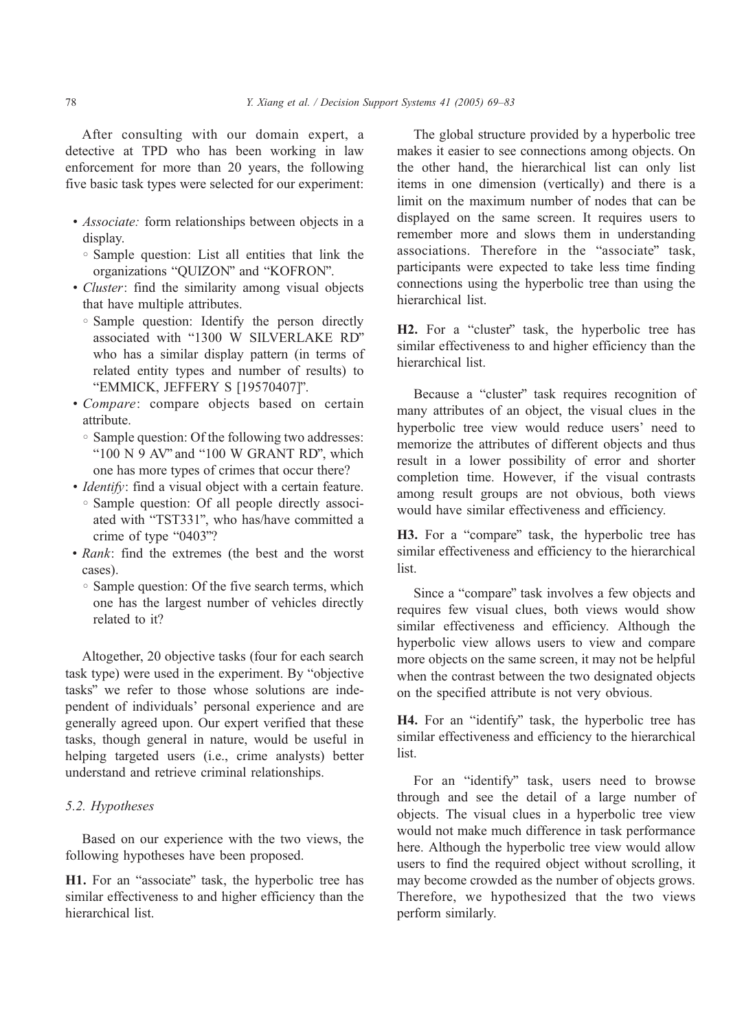After consulting with our domain expert, a detective at TPD who has been working in law enforcement for more than 20 years, the following five basic task types were selected for our experiment:

- *Associate:* form relationships between objects in a display.
  - Sample question: List all entities that link the organizations "QUIZON" and "KOFRON".
- *Cluster*: find the similarity among visual objects that have multiple attributes.
  - Sample question: Identify the person directly associated with "1300 W SILVERLAKE RD" who has a similar display pattern (in terms of related entity types and number of results) to "EMMICK, JEFFERY S [19570407]".
- *Compare*: compare objects based on certain attribute.
  - Sample question: Of the following two addresses: "100 N 9 AV" and "100 W GRANT RD", which one has more types of crimes that occur there?
- *Identify*: find a visual object with a certain feature.
  - Sample question: Of all people directly associated with "TST331", who has/have committed a crime of type "0403"?
- *Rank*: find the extremes (the best and the worst cases).
  - Sample question: Of the five search terms, which one has the largest number of vehicles directly related to it?

Altogether, 20 objective tasks (four for each search task type) were used in the experiment. By "objective tasks" we refer to those whose solutions are independent of individuals' personal experience and are generally agreed upon. Our expert verified that these tasks, though general in nature, would be useful in helping targeted users (i.e., crime analysts) better understand and retrieve criminal relationships.

### 5.2. Hypotheses

Based on our experience with the two views, the following hypotheses have been proposed.

**H1.** For an "associate" task, the hyperbolic tree has similar effectiveness to and higher efficiency than the hierarchical list.

The global structure provided by a hyperbolic tree makes it easier to see connections among objects. On the other hand, the hierarchical list can only list items in one dimension (vertically) and there is a limit on the maximum number of nodes that can be displayed on the same screen. It requires users to remember more and slows them in understanding associations. Therefore in the "associate" task, participants were expected to take less time finding connections using the hyperbolic tree than using the hierarchical list.

**H2.** For a "cluster" task, the hyperbolic tree has similar effectiveness to and higher efficiency than the hierarchical list.

Because a "cluster" task requires recognition of many attributes of an object, the visual clues in the hyperbolic tree view would reduce users' need to memorize the attributes of different objects and thus result in a lower possibility of error and shorter completion time. However, if the visual contrasts among result groups are not obvious, both views would have similar effectiveness and efficiency.

**H3.** For a "compare" task, the hyperbolic tree has similar effectiveness and efficiency to the hierarchical list.

Since a "compare" task involves a few objects and requires few visual clues, both views would show similar effectiveness and efficiency. Although the hyperbolic view allows users to view and compare more objects on the same screen, it may not be helpful when the contrast between the two designated objects on the specified attribute is not very obvious.

**H4.** For an "identify" task, the hyperbolic tree has similar effectiveness and efficiency to the hierarchical list.

For an "identify" task, users need to browse through and see the detail of a large number of objects. The visual clues in a hyperbolic tree view would not make much difference in task performance here. Although the hyperbolic tree view would allow users to find the required object without scrolling, it may become crowded as the number of objects grows. Therefore, we hypothesized that the two views perform similarly.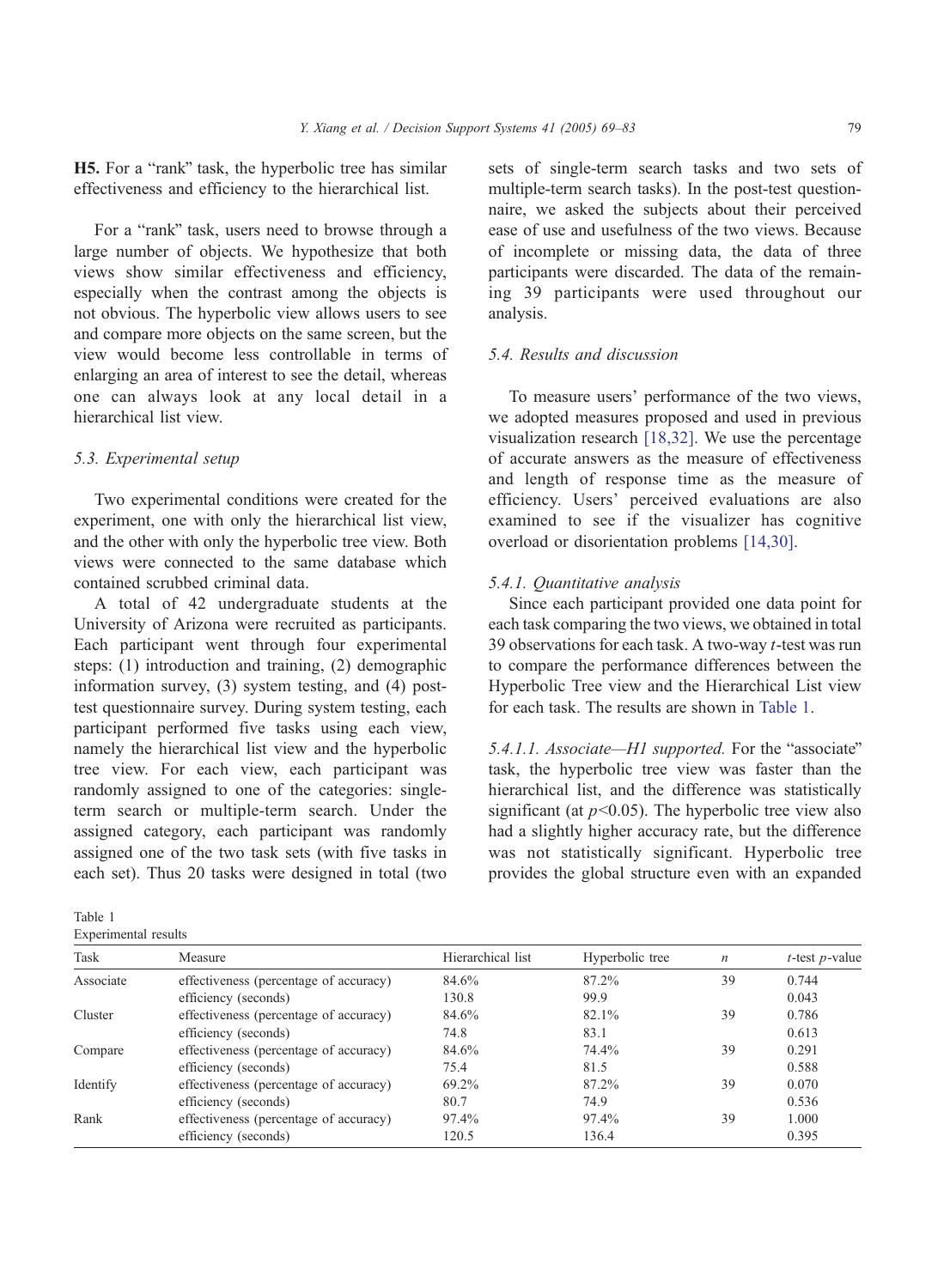**H5.** For a "rank" task, the hyperbolic tree has similar effectiveness and efficiency to the hierarchical list.

For a "rank" task, users need to browse through a large number of objects. We hypothesize that both views show similar effectiveness and efficiency, especially when the contrast among the objects is not obvious. The hyperbolic view allows users to see and compare more objects on the same screen, but the view would become less controllable in terms of enlarging an area of interest to see the detail, whereas one can always look at any local detail in a hierarchical list view.

### 5.3. Experimental setup

Two experimental conditions were created for the experiment, one with only the hierarchical list view, and the other with only the hyperbolic tree view. Both views were connected to the same database which contained scrubbed criminal data.

A total of 42 undergraduate students at the University of Arizona were recruited as participants. Each participant went through four experimental steps: (1) introduction and training, (2) demographic information survey, (3) system testing, and (4) post-test questionnaire survey. During system testing, each participant performed five tasks using each view, namely the hierarchical list view and the hyperbolic tree view. For each view, each participant was randomly assigned to one of the categories: single-term search or multiple-term search. Under the assigned category, each participant was randomly assigned one of the two task sets (with five tasks in each set). Thus 20 tasks were designed in total (two sets of single-term search tasks and two sets of multiple-term search tasks). In the post-test questionnaire, we asked the subjects about their perceived ease of use and usefulness of the two views. Because of incomplete or missing data, the data of three participants were discarded. The data of the remaining 39 participants were used throughout our analysis.

### 5.4. Results and discussion

To measure users' performance of the two views, we adopted measures proposed and used in previous visualization research [18,32]. We use the percentage of accurate answers as the measure of effectiveness and length of response time as the measure of efficiency. Users' perceived evaluations are also examined to see if the visualizer has cognitive overload or disorientation problems [14,30].

#### 5.4.1. Quantitative analysis

Since each participant provided one data point for each task comparing the two views, we obtained in total 39 observations for each task. A two-way $t$-test was run to compare the performance differences between the Hyperbolic Tree view and the Hierarchical List view for each task. The results are shown in Table 1.

*5.4.1.1. Associate—H1 supported.* For the "associate" task, the hyperbolic tree view was faster than the hierarchical list, and the difference was statistically significant (at $p<0.05$). The hyperbolic tree view also had a slightly higher accuracy rate, but the difference was not statistically significant. Hyperbolic tree provides the global structure even with an expanded

Table 1
Experimental results

| Task | Measure | Hierarchical list | Hyperbolic tree | $n$ | $t$-test $p$-value |
|---|---|---|---|---|---|
| Associate | effectiveness (percentage of accuracy) | 84.6% | 87.2% | 39 | 0.744 |
| | efficiency (seconds) | 130.8 | 99.9 | | 0.043 |
| Cluster | effectiveness (percentage of accuracy) | 84.6% | 82.1% | 39 | 0.786 |
| | efficiency (seconds) | 74.8 | 83.1 | | 0.613 |
| Compare | effectiveness (percentage of accuracy) | 84.6% | 74.4% | 39 | 0.291 |
| | efficiency (seconds) | 75.4 | 81.5 | | 0.588 |
| Identify | effectiveness (percentage of accuracy) | 69.2% | 87.2% | 39 | 0.070 |
| | efficiency (seconds) | 80.7 | 74.9 | | 0.536 |
| Rank | effectiveness (percentage of accuracy) | 97.4% | 97.4% | 39 | 1.000 |
| | efficiency (seconds) | 120.5 | 136.4 | | 0.395 |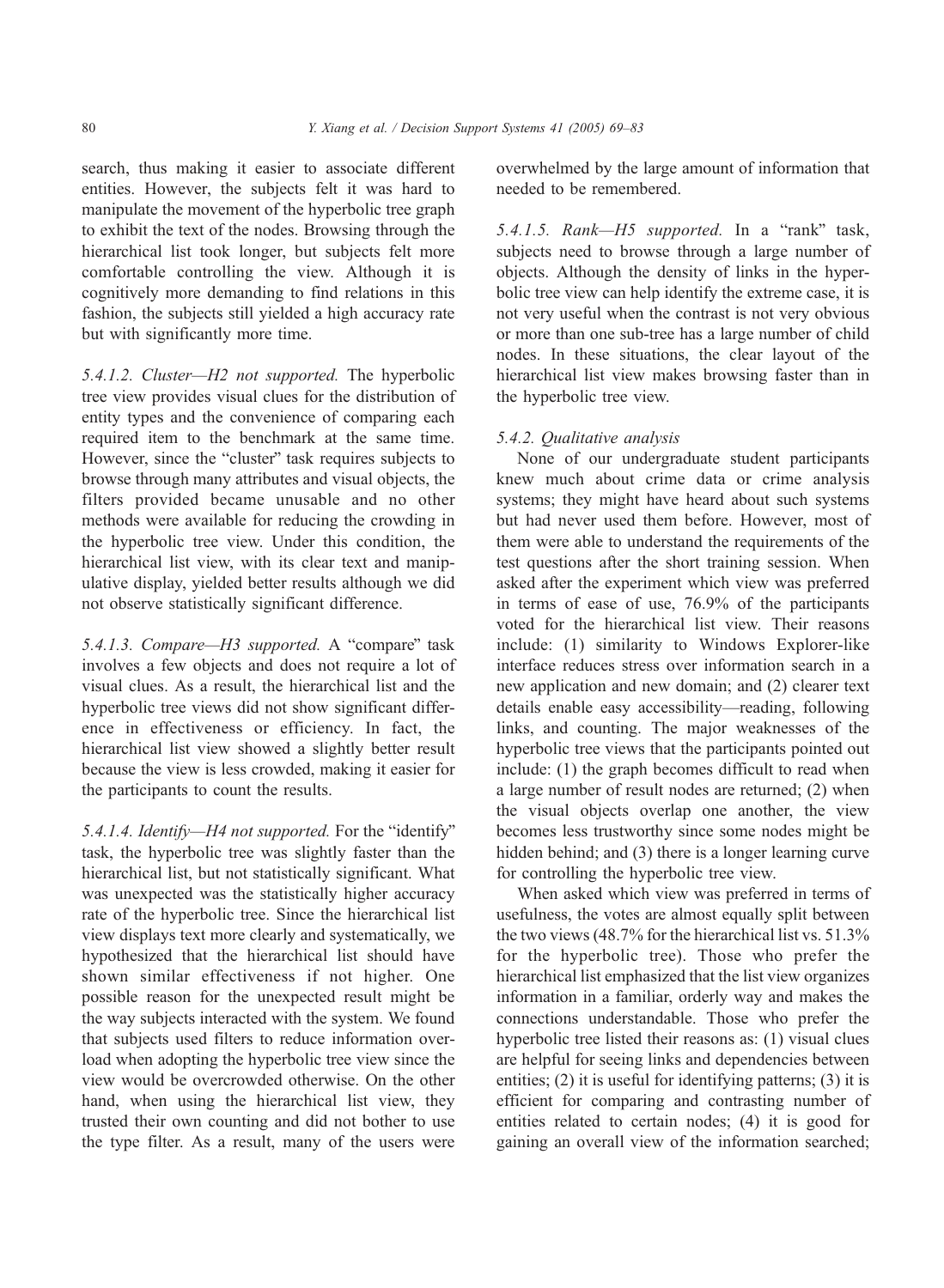search, thus making it easier to associate different entities. However, the subjects felt it was hard to manipulate the movement of the hyperbolic tree graph to exhibit the text of the nodes. Browsing through the hierarchical list took longer, but subjects felt more comfortable controlling the view. Although it is cognitively more demanding to find relations in this fashion, the subjects still yielded a high accuracy rate but with significantly more time.

*5.4.1.2. Cluster—H2 not supported.* The hyperbolic tree view provides visual clues for the distribution of entity types and the convenience of comparing each required item to the benchmark at the same time. However, since the "cluster" task requires subjects to browse through many attributes and visual objects, the filters provided became unusable and no other methods were available for reducing the crowding in the hyperbolic tree view. Under this condition, the hierarchical list view, with its clear text and manipulative display, yielded better results although we did not observe statistically significant difference.

*5.4.1.3. Compare—H3 supported.* A "compare" task involves a few objects and does not require a lot of visual clues. As a result, the hierarchical list and the hyperbolic tree views did not show significant difference in effectiveness or efficiency. In fact, the hierarchical list view showed a slightly better result because the view is less crowded, making it easier for the participants to count the results.

*5.4.1.4. Identify—H4 not supported.* For the "identify" task, the hyperbolic tree was slightly faster than the hierarchical list, but not statistically significant. What was unexpected was the statistically higher accuracy rate of the hyperbolic tree. Since the hierarchical list view displays text more clearly and systematically, we hypothesized that the hierarchical list should have shown similar effectiveness if not higher. One possible reason for the unexpected result might be the way subjects interacted with the system. We found that subjects used filters to reduce information overload when adopting the hyperbolic tree view since the view would be overcrowded otherwise. On the other hand, when using the hierarchical list view, they trusted their own counting and did not bother to use the type filter. As a result, many of the users were overwhelmed by the large amount of information that needed to be remembered.

*5.4.1.5. Rank—H5 supported.* In a "rank" task, subjects need to browse through a large number of objects. Although the density of links in the hyperbolic tree view can help identify the extreme case, it is not very useful when the contrast is not very obvious or more than one sub-tree has a large number of child nodes. In these situations, the clear layout of the hierarchical list view makes browsing faster than in the hyperbolic tree view.

### *5.4.2. Qualitative analysis*

None of our undergraduate student participants knew much about crime data or crime analysis systems; they might have heard about such systems but had never used them before. However, most of them were able to understand the requirements of the test questions after the short training session. When asked after the experiment which view was preferred in terms of ease of use, 76.9% of the participants voted for the hierarchical list view. Their reasons include: (1) similarity to Windows Explorer-like interface reduces stress over information search in a new application and new domain; and (2) clearer text details enable easy accessibility—reading, following links, and counting. The major weaknesses of the hyperbolic tree views that the participants pointed out include: (1) the graph becomes difficult to read when a large number of result nodes are returned; (2) when the visual objects overlap one another, the view becomes less trustworthy since some nodes might be hidden behind; and (3) there is a longer learning curve for controlling the hyperbolic tree view.

When asked which view was preferred in terms of usefulness, the votes are almost equally split between the two views (48.7% for the hierarchical list vs. 51.3% for the hyperbolic tree). Those who prefer the hierarchical list emphasized that the list view organizes information in a familiar, orderly way and makes the connections understandable. Those who prefer the hyperbolic tree listed their reasons as: (1) visual clues are helpful for seeing links and dependencies between entities; (2) it is useful for identifying patterns; (3) it is efficient for comparing and contrasting number of entities related to certain nodes; (4) it is good for gaining an overall view of the information searched;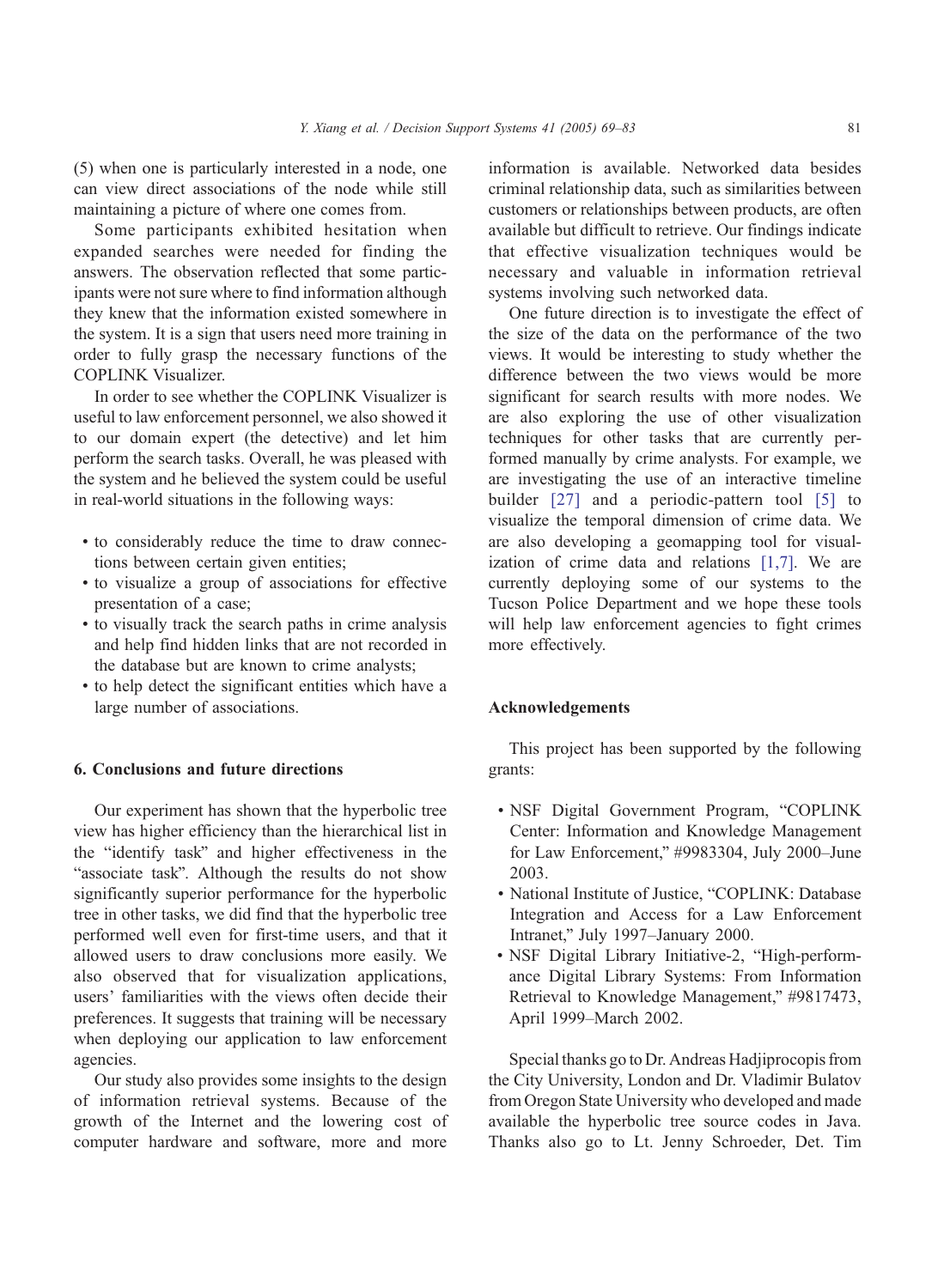(5) when one is particularly interested in a node, one can view direct associations of the node while still maintaining a picture of where one comes from.

Some participants exhibited hesitation when expanded searches were needed for finding the answers. The observation reflected that some participants were not sure where to find information although they knew that the information existed somewhere in the system. It is a sign that users need more training in order to fully grasp the necessary functions of the COPLINK Visualizer.

In order to see whether the COPLINK Visualizer is useful to law enforcement personnel, we also showed it to our domain expert (the detective) and let him perform the search tasks. Overall, he was pleased with the system and he believed the system could be useful in real-world situations in the following ways:

- to considerably reduce the time to draw connections between certain given entities;
- to visualize a group of associations for effective presentation of a case;
- to visually track the search paths in crime analysis and help find hidden links that are not recorded in the database but are known to crime analysts;
- to help detect the significant entities which have a large number of associations.

## 6. Conclusions and future directions

Our experiment has shown that the hyperbolic tree view has higher efficiency than the hierarchical list in the "identify task" and higher effectiveness in the "associate task". Although the results do not show significantly superior performance for the hyperbolic tree in other tasks, we did find that the hyperbolic tree performed well even for first-time users, and that it allowed users to draw conclusions more easily. We also observed that for visualization applications, users' familiarities with the views often decide their preferences. It suggests that training will be necessary when deploying our application to law enforcement agencies.

Our study also provides some insights to the design of information retrieval systems. Because of the growth of the Internet and the lowering cost of computer hardware and software, more and more information is available. Networked data besides criminal relationship data, such as similarities between customers or relationships between products, are often available but difficult to retrieve. Our findings indicate that effective visualization techniques would be necessary and valuable in information retrieval systems involving such networked data.

One future direction is to investigate the effect of the size of the data on the performance of the two views. It would be interesting to study whether the difference between the two views would be more significant for search results with more nodes. We are also exploring the use of other visualization techniques for other tasks that are currently performed manually by crime analysts. For example, we are investigating the use of an interactive timeline builder [27] and a periodic-pattern tool [5] to visualize the temporal dimension of crime data. We are also developing a geomapping tool for visualization of crime data and relations [1,7]. We are currently deploying some of our systems to the Tucson Police Department and we hope these tools will help law enforcement agencies to fight crimes more effectively.

## Acknowledgements

This project has been supported by the following grants:

- NSF Digital Government Program, "COPLINK Center: Information and Knowledge Management for Law Enforcement," #9983304, July 2000–June 2003.
- National Institute of Justice, "COPLINK: Database Integration and Access for a Law Enforcement Intranet," July 1997–January 2000.
- NSF Digital Library Initiative-2, "High-performance Digital Library Systems: From Information Retrieval to Knowledge Management," #9817473, April 1999–March 2002.

Special thanks go to Dr. Andreas Hadjiprocopis from the City University, London and Dr. Vladimir Bulatov from Oregon State University who developed and made available the hyperbolic tree source codes in Java. Thanks also go to Lt. Jenny Schroeder, Det. Tim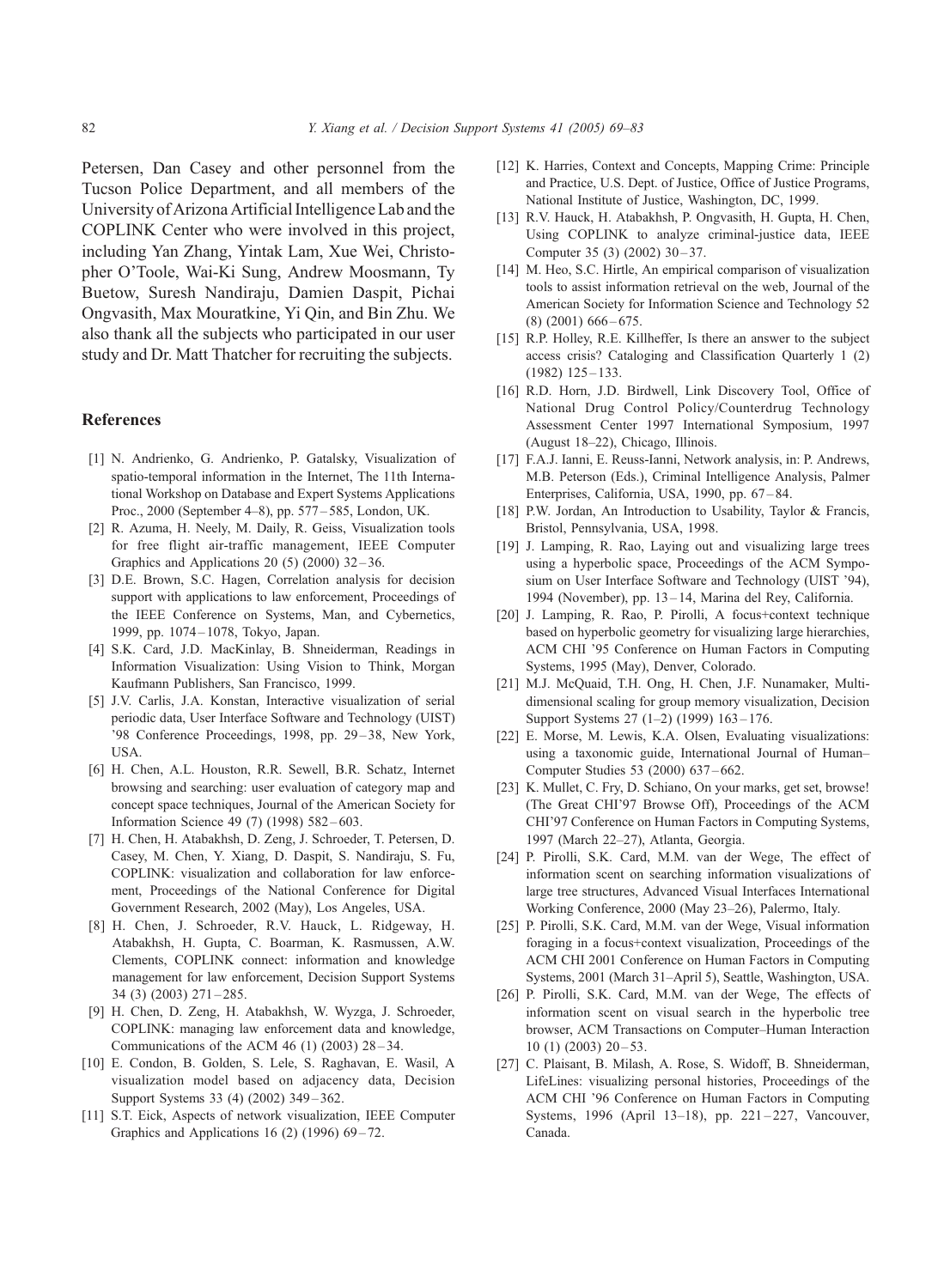Petersen, Dan Casey and other personnel from the Tucson Police Department, and all members of the University of Arizona Artificial Intelligence Lab and the COPLINK Center who were involved in this project, including Yan Zhang, Yintak Lam, Xue Wei, Christopher O'Toole, Wai-Ki Sung, Andrew Moosmann, Ty Buetow, Suresh Nandiraju, Damien Daspit, Pichai Ongvasith, Max Mouratkine, Yi Qin, and Bin Zhu. We also thank all the subjects who participated in our user study and Dr. Matt Thatcher for recruiting the subjects.

## References

[1] N. Andrienko, G. Andrienko, P. Gatalsky, Visualization of spatio-temporal information in the Internet, The 11th International Workshop on Database and Expert Systems Applications Proc., 2000 (September 4–8), pp. 577–585, London, UK.

[2] R. Azuma, H. Neely, M. Daily, R. Geiss, Visualization tools for free flight air-traffic management, IEEE Computer Graphics and Applications 20 (5) (2000) 32–36.

[3] D.E. Brown, S.C. Hagen, Correlation analysis for decision support with applications to law enforcement, Proceedings of the IEEE Conference on Systems, Man, and Cybernetics, 1999, pp. 1074–1078, Tokyo, Japan.

[4] S.K. Card, J.D. MacKinlay, B. Shneiderman, Readings in Information Visualization: Using Vision to Think, Morgan Kaufmann Publishers, San Francisco, 1999.

[5] J.V. Carlis, J.A. Konstan, Interactive visualization of serial periodic data, User Interface Software and Technology (UIST) '98 Conference Proceedings, 1998, pp. 29–38, New York, USA.

[6] H. Chen, A.L. Houston, R.R. Sewell, B.R. Schatz, Internet browsing and searching: user evaluation of category map and concept space techniques, Journal of the American Society for Information Science 49 (7) (1998) 582–603.

[7] H. Chen, H. Atabakhsh, D. Zeng, J. Schroeder, T. Petersen, D. Casey, M. Chen, Y. Xiang, D. Daspit, S. Nandiraju, S. Fu, COPLINK: visualization and collaboration for law enforcement, Proceedings of the National Conference for Digital Government Research, 2002 (May), Los Angeles, USA.

[8] H. Chen, J. Schroeder, R.V. Hauck, L. Ridgeway, H. Atabakhsh, H. Gupta, C. Boarman, K. Rasmussen, A.W. Clements, COPLINK connect: information and knowledge management for law enforcement, Decision Support Systems 34 (3) (2003) 271–285.

[9] H. Chen, D. Zeng, H. Atabakhsh, W. Wyzga, J. Schroeder, COPLINK: managing law enforcement data and knowledge, Communications of the ACM 46 (1) (2003) 28–34.

[10] E. Condon, B. Golden, S. Lele, S. Raghavan, E. Wasil, A visualization model based on adjacency data, Decision Support Systems 33 (4) (2002) 349–362.

[11] S.T. Eick, Aspects of network visualization, IEEE Computer Graphics and Applications 16 (2) (1996) 69–72.

[12] K. Harries, Context and Concepts, Mapping Crime: Principle and Practice, U.S. Dept. of Justice, Office of Justice Programs, National Institute of Justice, Washington, DC, 1999.

[13] R.V. Hauck, H. Atabakhsh, P. Ongvasith, H. Gupta, H. Chen, Using COPLINK to analyze criminal-justice data, IEEE Computer 35 (3) (2002) 30–37.

[14] M. Heo, S.C. Hirtle, An empirical comparison of visualization tools to assist information retrieval on the web, Journal of the American Society for Information Science and Technology 52 (8) (2001) 666–675.

[15] R.P. Holley, R.E. Killheffer, Is there an answer to the subject access crisis? Cataloging and Classification Quarterly 1 (2) (1982) 125–133.

[16] R.D. Horn, J.D. Birdwell, Link Discovery Tool, Office of National Drug Control Policy/Counterdrug Technology Assessment Center 1997 International Symposium, 1997 (August 18–22), Chicago, Illinois.

[17] F.A.J. Ianni, E. Reuss-Ianni, Network analysis, in: P. Andrews, M.B. Peterson (Eds.), Criminal Intelligence Analysis, Palmer Enterprises, California, USA, 1990, pp. 67–84.

[18] P.W. Jordan, An Introduction to Usability, Taylor & Francis, Bristol, Pennsylvania, USA, 1998.

[19] J. Lamping, R. Rao, Laying out and visualizing large trees using a hyperbolic space, Proceedings of the ACM Symposium on User Interface Software and Technology (UIST '94), 1994 (November), pp. 13–14, Marina del Rey, California.

[20] J. Lamping, R. Rao, P. Pirolli, A focus+context technique based on hyperbolic geometry for visualizing large hierarchies, ACM CHI '95 Conference on Human Factors in Computing Systems, 1995 (May), Denver, Colorado.

[21] M.J. McQuaid, T.H. Ong, H. Chen, J.F. Nunamaker, Multidimensional scaling for group memory visualization, Decision Support Systems 27 (1–2) (1999) 163–176.

[22] E. Morse, M. Lewis, K.A. Olsen, Evaluating visualizations: using a taxonomic guide, International Journal of Human–Computer Studies 53 (2000) 637–662.

[23] K. Mullet, C. Fry, D. Schiano, On your marks, get set, browse! (The Great CHI'97 Browse Off), Proceedings of the ACM CHI'97 Conference on Human Factors in Computing Systems, 1997 (March 22–27), Atlanta, Georgia.

[24] P. Pirolli, S.K. Card, M.M. van der Wege, The effect of information scent on searching information visualizations of large tree structures, Advanced Visual Interfaces International Working Conference, 2000 (May 23–26), Palermo, Italy.

[25] P. Pirolli, S.K. Card, M.M. van der Wege, Visual information foraging in a focus+context visualization, Proceedings of the ACM CHI 2001 Conference on Human Factors in Computing Systems, 2001 (March 31–April 5), Seattle, Washington, USA.

[26] P. Pirolli, S.K. Card, M.M. van der Wege, The effects of information scent on visual search in the hyperbolic tree browser, ACM Transactions on Computer–Human Interaction 10 (1) (2003) 20–53.

[27] C. Plaisant, B. Milash, A. Rose, S. Widoff, B. Shneiderman, LifeLines: visualizing personal histories, Proceedings of the ACM CHI '96 Conference on Human Factors in Computing Systems, 1996 (April 13–18), pp. 221–227, Vancouver, Canada.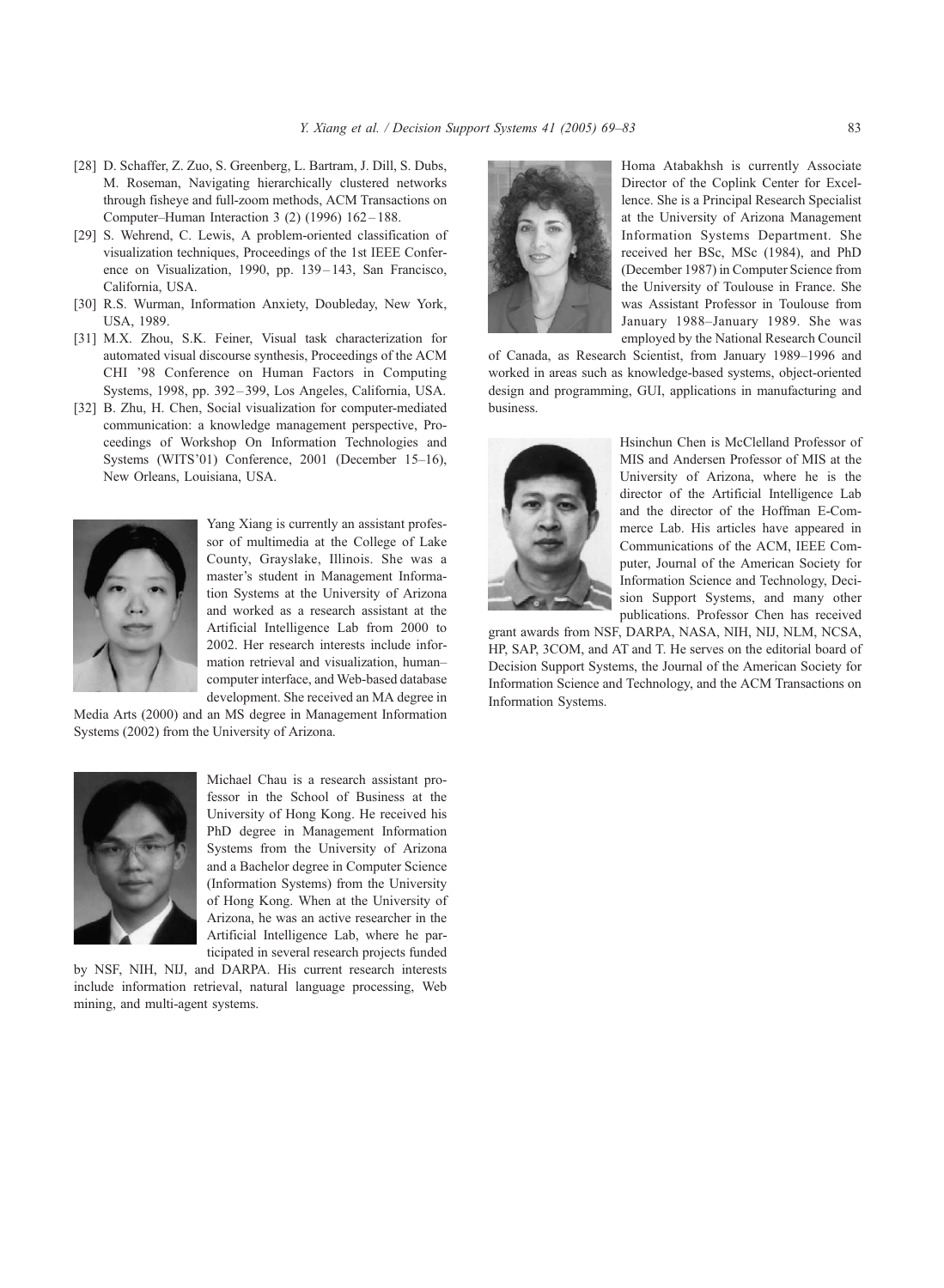[28] D. Schaffer, Z. Zuo, S. Greenberg, L. Bartram, J. Dill, S. Dubs, M. Roseman, Navigating hierarchically clustered networks through fisheye and full-zoom methods, ACM Transactions on Computer–Human Interaction 3 (2) (1996) 162–188.

[29] S. Wehrend, C. Lewis, A problem-oriented classification of visualization techniques, Proceedings of the 1st IEEE Conference on Visualization, 1990, pp. 139–143, San Francisco, California, USA.

[30] R.S. Wurman, Information Anxiety, Doubleday, New York, USA, 1989.

[31] M.X. Zhou, S.K. Feiner, Visual task characterization for automated visual discourse synthesis, Proceedings of the ACM CHI '98 Conference on Human Factors in Computing Systems, 1998, pp. 392–399, Los Angeles, California, USA.

[32] B. Zhu, H. Chen, Social visualization for computer-mediated communication: a knowledge management perspective, Proceedings of Workshop On Information Technologies and Systems (WITS'01) Conference, 2001 (December 15–16), New Orleans, Louisiana, USA.

Yang Xiang is currently an assistant professor of multimedia at the College of Lake County, Grayslake, Illinois. She was a master's student in Management Information Systems at the University of Arizona and worked as a research assistant at the Artificial Intelligence Lab from 2000 to 2002. Her research interests include information retrieval and visualization, human–computer interface, and Web-based database development. She received an MA degree in Media Arts (2000) and an MS degree in Management Information Systems (2002) from the University of Arizona.

Michael Chau is a research assistant professor in the School of Business at the University of Hong Kong. He received his PhD degree in Management Information Systems from the University of Arizona and a Bachelor degree in Computer Science (Information Systems) from the University of Hong Kong. When at the University of Arizona, he was an active researcher in the Artificial Intelligence Lab, where he participated in several research projects funded by NSF, NIH, NIJ, and DARPA. His current research interests include information retrieval, natural language processing, Web mining, and multi-agent systems.

Homa Atabakhsh is currently Associate Director of the Coplink Center for Excellence. She is a Principal Research Specialist at the University of Arizona Management Information Systems Department. She received her BSc, MSc (1984), and PhD (December 1987) in Computer Science from the University of Toulouse in France. She was Assistant Professor in Toulouse from January 1988–January 1989. She was employed by the National Research Council of Canada, as Research Scientist, from January 1989–1996 and worked in areas such as knowledge-based systems, object-oriented design and programming, GUI, applications in manufacturing and business.

Hsinchun Chen is McClelland Professor of MIS and Andersen Professor of MIS at the University of Arizona, where he is the director of the Artificial Intelligence Lab and the director of the Hoffman E-Commerce Lab. His articles have appeared in Communications of the ACM, IEEE Computer, Journal of the American Society for Information Science and Technology, Decision Support Systems, and many other publications. Professor Chen has received grant awards from NSF, DARPA, NASA, NIH, NIJ, NLM, NCSA, HP, SAP, 3COM, and AT and T. He serves on the editorial board of Decision Support Systems, the Journal of the American Society for Information Science and Technology, and the ACM Transactions on Information Systems.